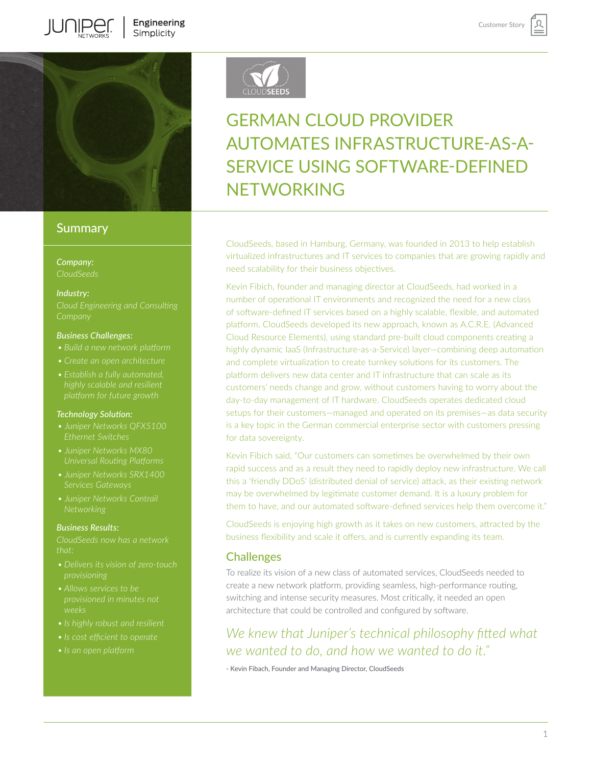# GERMAN CLOUD PROVIDER AUTOMATES INFRASTRUCTURE-AS-A-SERVICE USING SOFTWARE-DEFINED NETWORKING

## Summary

***Company:***
*CloudSeeds*

***Industry:***
*Cloud Engineering and Consulting Company*

***Business Challenges:***
- *Build a new network platform*
- *Create an open architecture*
- *Establish a fully automated, highly scalable and resilient platform for future growth*

***Technology Solution:***
- *Juniper Networks QFX5100 Ethernet Switches*
- *Juniper Networks MX80 Universal Routing Platforms*
- *Juniper Networks SRX1400 Services Gateways*
- *Juniper Networks Contrail Networking*

***Business Results:***
*CloudSeeds now has a network that:*
- *Delivers its vision of zero-touch provisioning*
- *Allows services to be provisioned in minutes not weeks*
- *Is highly robust and resilient*
- *Is cost efficient to operate*
- *Is an open platform*

CloudSeeds, based in Hamburg, Germany, was founded in 2013 to help establish virtualized infrastructures and IT services to companies that are growing rapidly and need scalability for their business objectives.

Kevin Fibich, founder and managing director at CloudSeeds, had worked in a number of operational IT environments and recognized the need for a new class of software-defined IT services based on a highly scalable, flexible, and automated platform. CloudSeeds developed its new approach, known as A.C.R.E. (Advanced Cloud Resource Elements), using standard pre-built cloud components creating a highly dynamic IaaS (Infrastructure-as-a-Service) layer—combining deep automation and complete virtualization to create turnkey solutions for its customers. The platform delivers new data center and IT infrastructure that can scale as its customers' needs change and grow, without customers having to worry about the day-to-day management of IT hardware. CloudSeeds operates dedicated cloud setups for their customers—managed and operated on its premises—as data security is a key topic in the German commercial enterprise sector with customers pressing for data sovereignty.

Kevin Fibich said, "Our customers can sometimes be overwhelmed by their own rapid success and as a result they need to rapidly deploy new infrastructure. We call this a 'friendly DDoS' (distributed denial of service) attack, as their existing network may be overwhelmed by legitimate customer demand. It is a luxury problem for them to have, and our automated software-defined services help them overcome it."

CloudSeeds is enjoying high growth as it takes on new customers, attracted by the business flexibility and scale it offers, and is currently expanding its team.

## Challenges

To realize its vision of a new class of automated services, CloudSeeds needed to create a new network platform, providing seamless, high-performance routing, switching and intense security measures. Most critically, it needed an open architecture that could be controlled and configured by software.

*We knew that Juniper's technical philosophy fitted what we wanted to do, and how we wanted to do it."*

- Kevin Fibach, Founder and Managing Director, CloudSeeds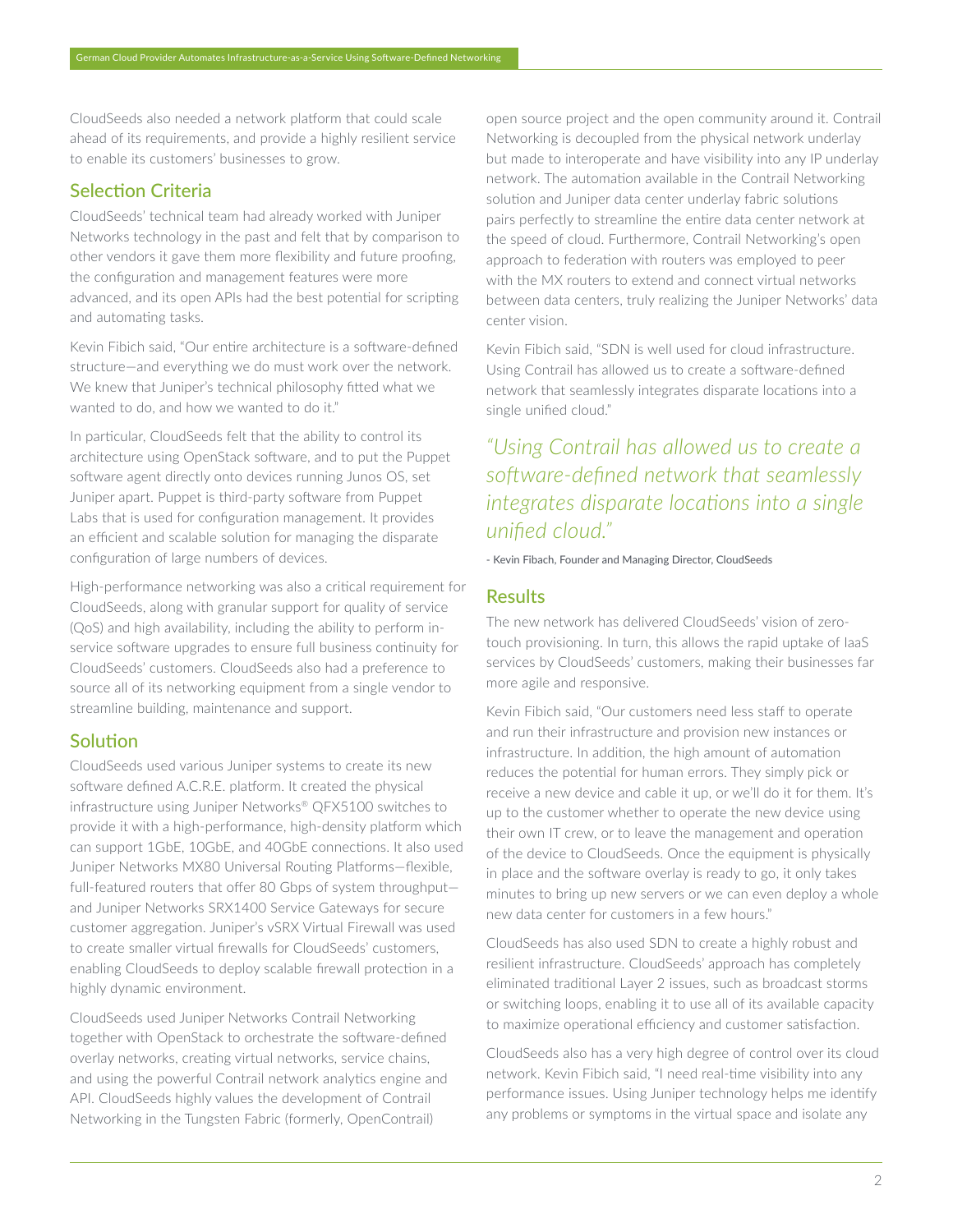CloudSeeds also needed a network platform that could scale ahead of its requirements, and provide a highly resilient service to enable its customers' businesses to grow.

## Selection Criteria

CloudSeeds' technical team had already worked with Juniper Networks technology in the past and felt that by comparison to other vendors it gave them more flexibility and future proofing, the configuration and management features were more advanced, and its open APIs had the best potential for scripting and automating tasks.

Kevin Fibich said, "Our entire architecture is a software-defined structure—and everything we do must work over the network. We knew that Juniper's technical philosophy fitted what we wanted to do, and how we wanted to do it."

In particular, CloudSeeds felt that the ability to control its architecture using OpenStack software, and to put the Puppet software agent directly onto devices running Junos OS, set Juniper apart. Puppet is third-party software from Puppet Labs that is used for configuration management. It provides an efficient and scalable solution for managing the disparate configuration of large numbers of devices.

High-performance networking was also a critical requirement for CloudSeeds, along with granular support for quality of service (QoS) and high availability, including the ability to perform in-service software upgrades to ensure full business continuity for CloudSeeds' customers. CloudSeeds also had a preference to source all of its networking equipment from a single vendor to streamline building, maintenance and support.

## Solution

CloudSeeds used various Juniper systems to create its new software defined A.C.R.E. platform. It created the physical infrastructure using Juniper Networks® QFX5100 switches to provide it with a high-performance, high-density platform which can support 1GbE, 10GbE, and 40GbE connections. It also used Juniper Networks MX80 Universal Routing Platforms—flexible, full-featured routers that offer 80 Gbps of system throughput—and Juniper Networks SRX1400 Service Gateways for secure customer aggregation. Juniper's vSRX Virtual Firewall was used to create smaller virtual firewalls for CloudSeeds' customers, enabling CloudSeeds to deploy scalable firewall protection in a highly dynamic environment.

CloudSeeds used Juniper Networks Contrail Networking together with OpenStack to orchestrate the software-defined overlay networks, creating virtual networks, service chains, and using the powerful Contrail network analytics engine and API. CloudSeeds highly values the development of Contrail Networking in the Tungsten Fabric (formerly, OpenContrail) open source project and the open community around it. Contrail Networking is decoupled from the physical network underlay but made to interoperate and have visibility into any IP underlay network. The automation available in the Contrail Networking solution and Juniper data center underlay fabric solutions pairs perfectly to streamline the entire data center network at the speed of cloud. Furthermore, Contrail Networking's open approach to federation with routers was employed to peer with the MX routers to extend and connect virtual networks between data centers, truly realizing the Juniper Networks' data center vision.

Kevin Fibich said, "SDN is well used for cloud infrastructure. Using Contrail has allowed us to create a software-defined network that seamlessly integrates disparate locations into a single unified cloud."

*"Using Contrail has allowed us to create a software-defined network that seamlessly integrates disparate locations into a single unified cloud."*

- Kevin Fibach, Founder and Managing Director, CloudSeeds

## Results

The new network has delivered CloudSeeds' vision of zero-touch provisioning. In turn, this allows the rapid uptake of IaaS services by CloudSeeds' customers, making their businesses far more agile and responsive.

Kevin Fibich said, "Our customers need less staff to operate and run their infrastructure and provision new instances or infrastructure. In addition, the high amount of automation reduces the potential for human errors. They simply pick or receive a new device and cable it up, or we'll do it for them. It's up to the customer whether to operate the new device using their own IT crew, or to leave the management and operation of the device to CloudSeeds. Once the equipment is physically in place and the software overlay is ready to go, it only takes minutes to bring up new servers or we can even deploy a whole new data center for customers in a few hours."

CloudSeeds has also used SDN to create a highly robust and resilient infrastructure. CloudSeeds' approach has completely eliminated traditional Layer 2 issues, such as broadcast storms or switching loops, enabling it to use all of its available capacity to maximize operational efficiency and customer satisfaction.

CloudSeeds also has a very high degree of control over its cloud network. Kevin Fibich said, "I need real-time visibility into any performance issues. Using Juniper technology helps me identify any problems or symptoms in the virtual space and isolate any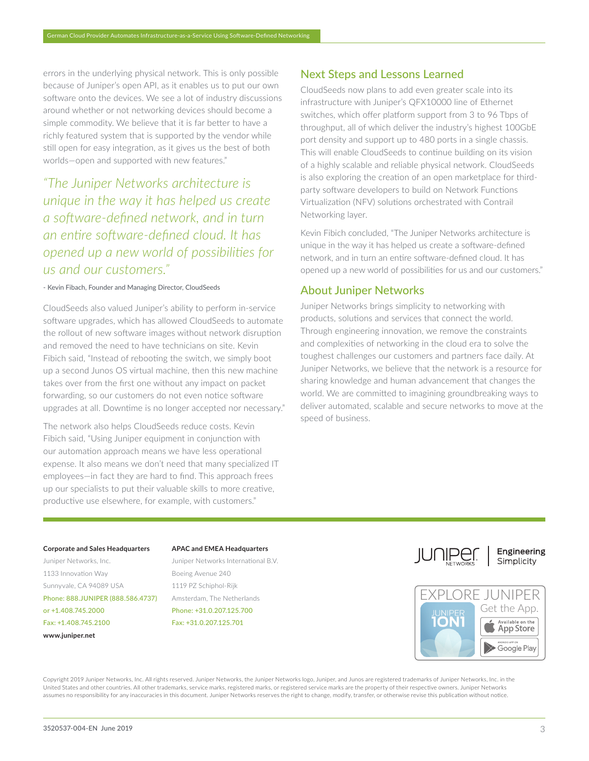errors in the underlying physical network. This is only possible because of Juniper's open API, as it enables us to put our own software onto the devices. We see a lot of industry discussions around whether or not networking devices should become a simple commodity. We believe that it is far better to have a richly featured system that is supported by the vendor while still open for easy integration, as it gives us the best of both worlds—open and supported with new features."

*"The Juniper Networks architecture is unique in the way it has helped us create a software-defined network, and in turn an entire software-defined cloud. It has opened up a new world of possibilities for us and our customers."*

- Kevin Fibach, Founder and Managing Director, CloudSeeds

CloudSeeds also valued Juniper's ability to perform in-service software upgrades, which has allowed CloudSeeds to automate the rollout of new software images without network disruption and removed the need to have technicians on site. Kevin Fibich said, "Instead of rebooting the switch, we simply boot up a second Junos OS virtual machine, then this new machine takes over from the first one without any impact on packet forwarding, so our customers do not even notice software upgrades at all. Downtime is no longer accepted nor necessary."

The network also helps CloudSeeds reduce costs. Kevin Fibich said, "Using Juniper equipment in conjunction with our automation approach means we have less operational expense. It also means we don't need that many specialized IT employees—in fact they are hard to find. This approach frees up our specialists to put their valuable skills to more creative, productive use elsewhere, for example, with customers."

## Next Steps and Lessons Learned

CloudSeeds now plans to add even greater scale into its infrastructure with Juniper's QFX10000 line of Ethernet switches, which offer platform support from 3 to 96 Tbps of throughput, all of which deliver the industry's highest 100GbE port density and support up to 480 ports in a single chassis. This will enable CloudSeeds to continue building on its vision of a highly scalable and reliable physical network. CloudSeeds is also exploring the creation of an open marketplace for third-party software developers to build on Network Functions Virtualization (NFV) solutions orchestrated with Contrail Networking layer.

Kevin Fibich concluded, "The Juniper Networks architecture is unique in the way it has helped us create a software-defined network, and in turn an entire software-defined cloud. It has opened up a new world of possibilities for us and our customers."

## About Juniper Networks

Juniper Networks brings simplicity to networking with products, solutions and services that connect the world. Through engineering innovation, we remove the constraints and complexities of networking in the cloud era to solve the toughest challenges our customers and partners face daily. At Juniper Networks, we believe that the network is a resource for sharing knowledge and human advancement that changes the world. We are committed to imagining groundbreaking ways to deliver automated, scalable and secure networks to move at the speed of business.

**Corporate and Sales Headquarters**
Juniper Networks, Inc.
1133 Innovation Way
Sunnyvale, CA 94089 USA
Phone: 888.JUNIPER (888.586.4737)
or +1.408.745.2000
Fax: +1.408.745.2100
**www.juniper.net**

**APAC and EMEA Headquarters**
Juniper Networks International B.V.
Boeing Avenue 240
1119 PZ Schiphol-Rijk
Amsterdam, The Netherlands
Phone: +31.0.207.125.700
Fax: +31.0.207.125.701

Engineering Simplicity

EXPLORE JUNIPER
Get the App.

Copyright 2019 Juniper Networks, Inc. All rights reserved. Juniper Networks, the Juniper Networks logo, Juniper, and Junos are registered trademarks of Juniper Networks, Inc. in the United States and other countries. All other trademarks, service marks, registered marks, or registered service marks are the property of their respective owners. Juniper Networks assumes no responsibility for any inaccuracies in this document. Juniper Networks reserves the right to change, modify, transfer, or otherwise revise this publication without notice.

3520537-004-EN June 2019